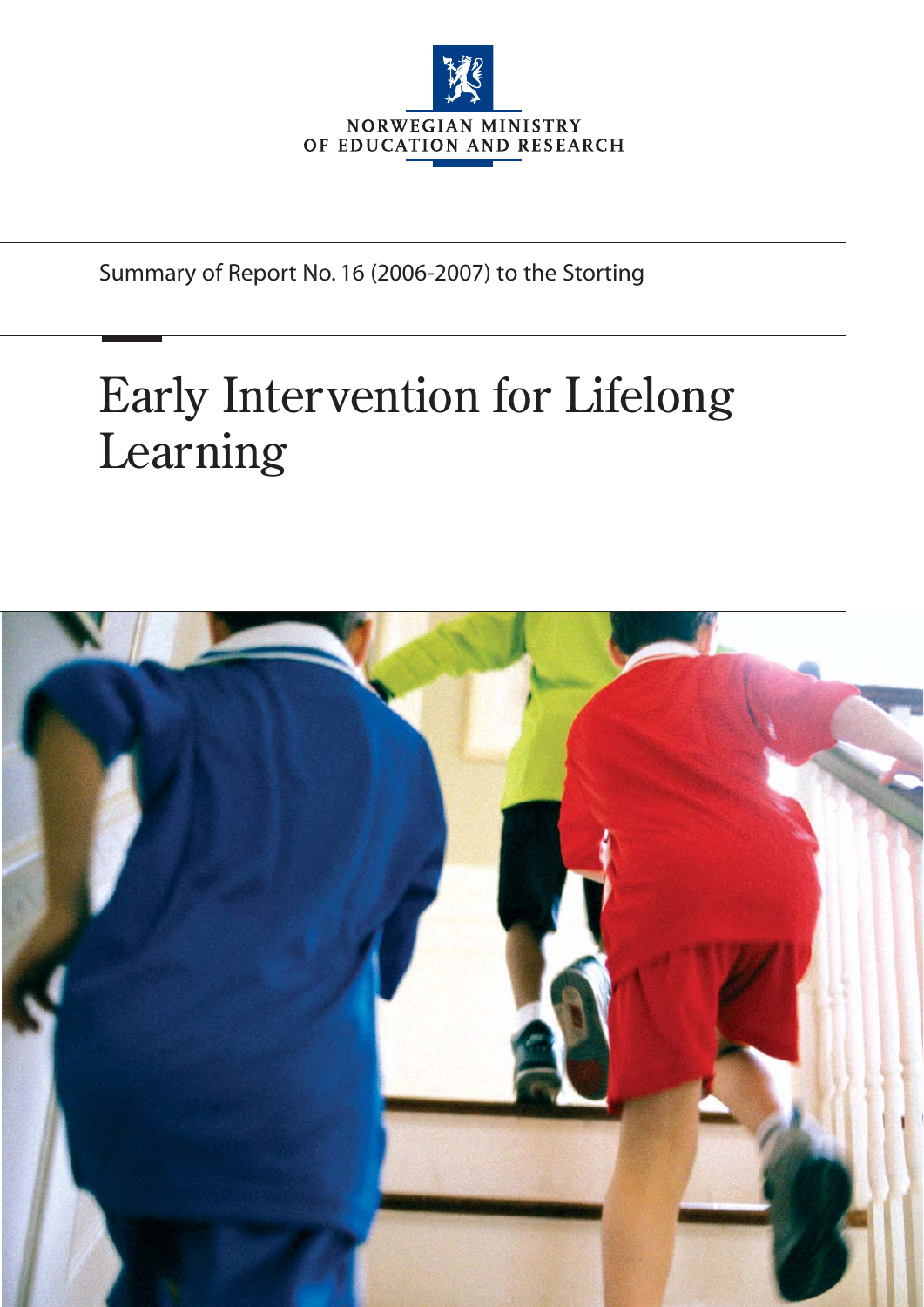NORWEGIAN MINISTRY OF EDUCATION AND RESEARCH

Summary of Report No. 16 (2006-2007) to the Storting

# Early Intervention for Lifelong Learning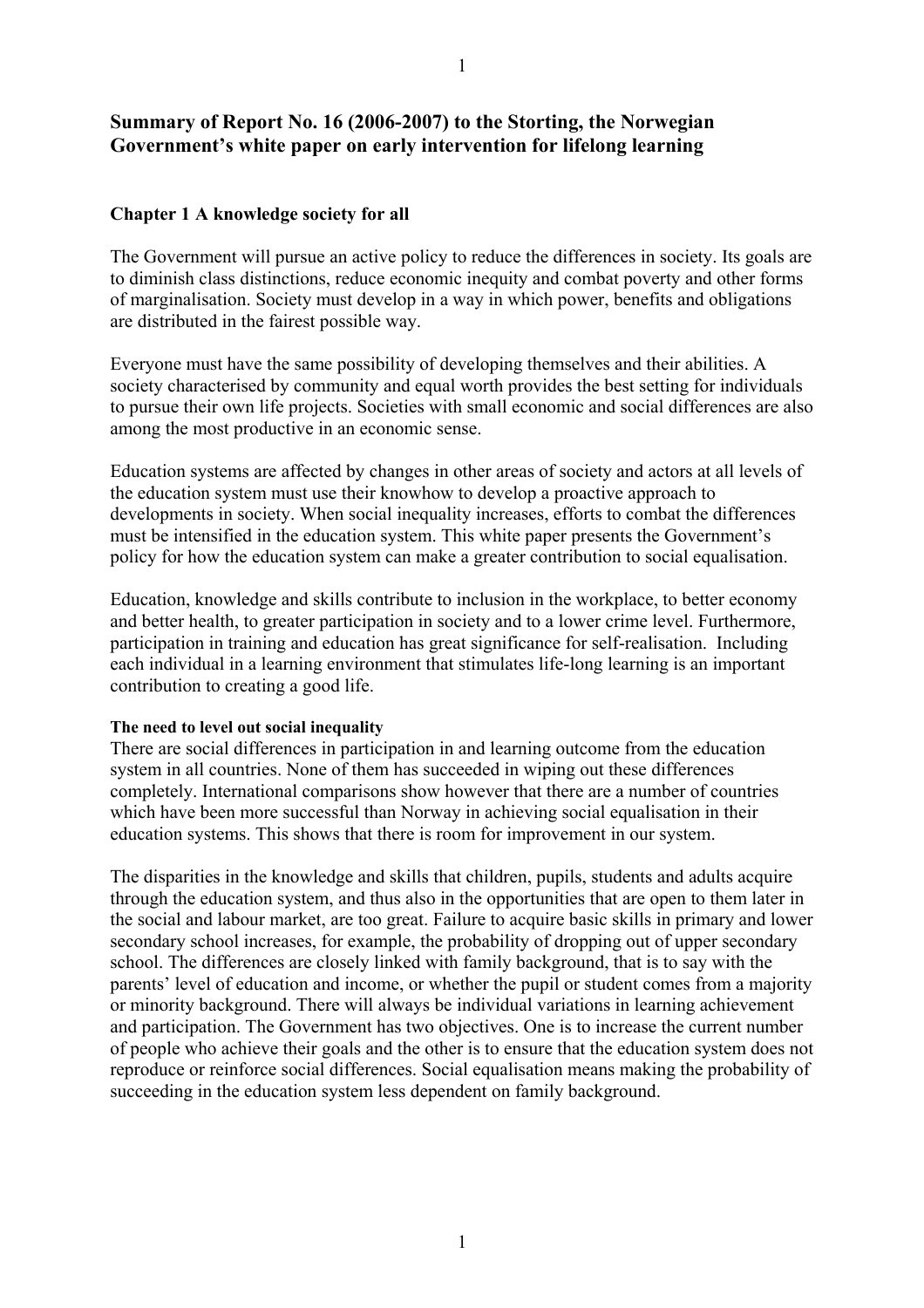# Summary of Report No. 16 (2006-2007) to the Storting, the Norwegian Government's white paper on early intervention for lifelong learning

## Chapter 1 A knowledge society for all

The Government will pursue an active policy to reduce the differences in society. Its goals are to diminish class distinctions, reduce economic inequity and combat poverty and other forms of marginalisation. Society must develop in a way in which power, benefits and obligations are distributed in the fairest possible way.

Everyone must have the same possibility of developing themselves and their abilities. A society characterised by community and equal worth provides the best setting for individuals to pursue their own life projects. Societies with small economic and social differences are also among the most productive in an economic sense.

Education systems are affected by changes in other areas of society and actors at all levels of the education system must use their knowhow to develop a proactive approach to developments in society. When social inequality increases, efforts to combat the differences must be intensified in the education system. This white paper presents the Government's policy for how the education system can make a greater contribution to social equalisation.

Education, knowledge and skills contribute to inclusion in the workplace, to better economy and better health, to greater participation in society and to a lower crime level. Furthermore, participation in training and education has great significance for self-realisation. Including each individual in a learning environment that stimulates life-long learning is an important contribution to creating a good life.

### The need to level out social inequality

There are social differences in participation in and learning outcome from the education system in all countries. None of them has succeeded in wiping out these differences completely. International comparisons show however that there are a number of countries which have been more successful than Norway in achieving social equalisation in their education systems. This shows that there is room for improvement in our system.

The disparities in the knowledge and skills that children, pupils, students and adults acquire through the education system, and thus also in the opportunities that are open to them later in the social and labour market, are too great. Failure to acquire basic skills in primary and lower secondary school increases, for example, the probability of dropping out of upper secondary school. The differences are closely linked with family background, that is to say with the parents' level of education and income, or whether the pupil or student comes from a majority or minority background. There will always be individual variations in learning achievement and participation. The Government has two objectives. One is to increase the current number of people who achieve their goals and the other is to ensure that the education system does not reproduce or reinforce social differences. Social equalisation means making the probability of succeeding in the education system less dependent on family background.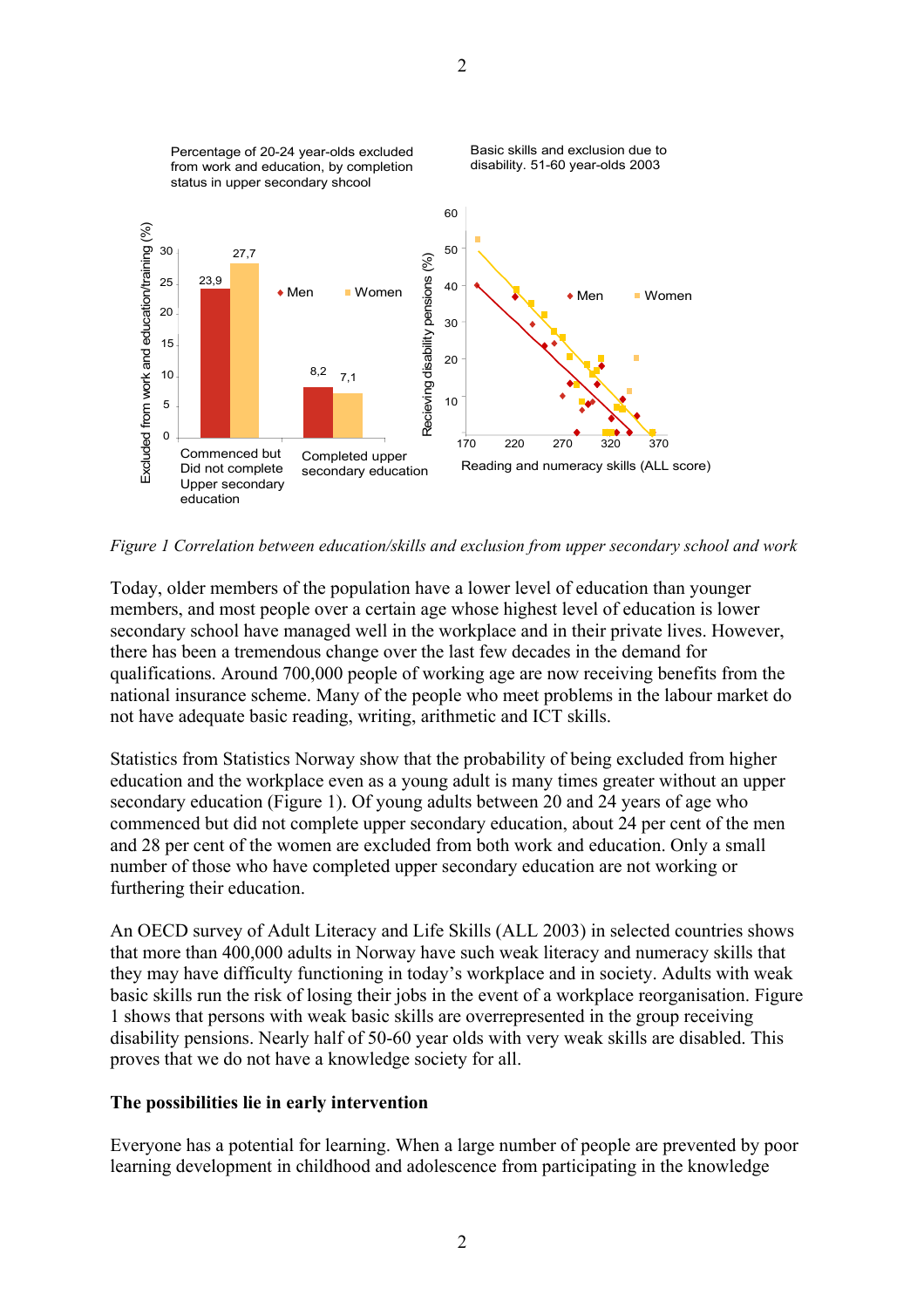*Figure 1 Correlation between education/skills and exclusion from upper secondary school and work*

Today, older members of the population have a lower level of education than younger members, and most people over a certain age whose highest level of education is lower secondary school have managed well in the workplace and in their private lives. However, there has been a tremendous change over the last few decades in the demand for qualifications. Around 700,000 people of working age are now receiving benefits from the national insurance scheme. Many of the people who meet problems in the labour market do not have adequate basic reading, writing, arithmetic and ICT skills.

Statistics from Statistics Norway show that the probability of being excluded from higher education and the workplace even as a young adult is many times greater without an upper secondary education (Figure 1). Of young adults between 20 and 24 years of age who commenced but did not complete upper secondary education, about 24 per cent of the men and 28 per cent of the women are excluded from both work and education. Only a small number of those who have completed upper secondary education are not working or furthering their education.

An OECD survey of Adult Literacy and Life Skills (ALL 2003) in selected countries shows that more than 400,000 adults in Norway have such weak literacy and numeracy skills that they may have difficulty functioning in today's workplace and in society. Adults with weak basic skills run the risk of losing their jobs in the event of a workplace reorganisation. Figure 1 shows that persons with weak basic skills are overrepresented in the group receiving disability pensions. Nearly half of 50-60 year olds with very weak skills are disabled. This proves that we do not have a knowledge society for all.

**The possibilities lie in early intervention**

Everyone has a potential for learning. When a large number of people are prevented by poor learning development in childhood and adolescence from participating in the knowledge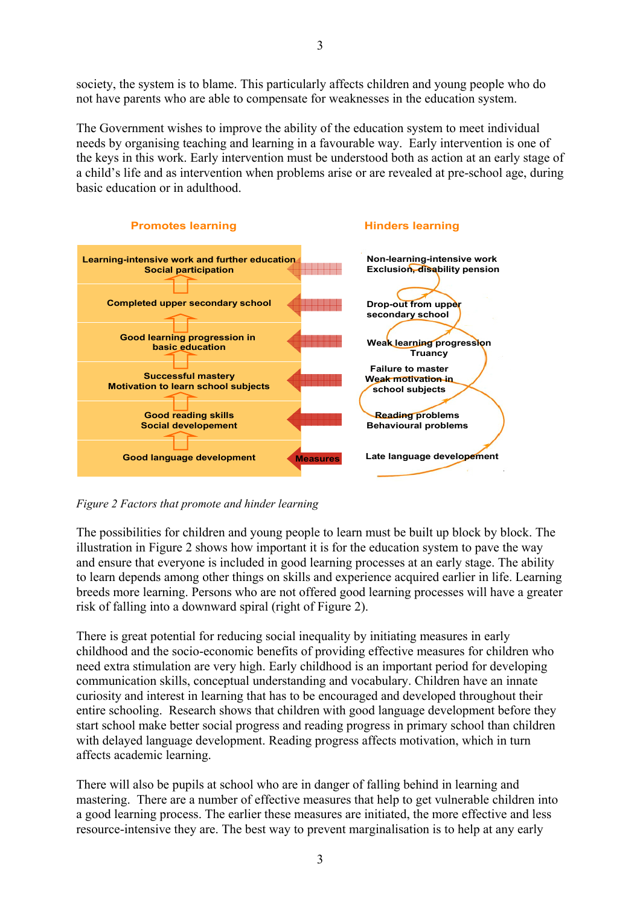society, the system is to blame. This particularly affects children and young people who do not have parents who are able to compensate for weaknesses in the education system.

The Government wishes to improve the ability of the education system to meet individual needs by organising teaching and learning in a favourable way. Early intervention is one of the keys in this work. Early intervention must be understood both as action at an early stage of a child's life and as intervention when problems arise or are revealed at pre-school age, during basic education or in adulthood.

| Promotes learning | | Hinders learning |
|---|---|---|
| Learning-intensive work and further education<br>Social participation | | Non-learning-intensive work<br>Exclusion, disability pension |
| Completed upper secondary school | | Drop-out from upper secondary school |
| Good learning progression in basic education | | Weak learning progression<br>Truancy |
| Successful mastery<br>Motivation to learn school subjects | | Failure to master<br>Weak motivation in school subjects |
| Good reading skills<br>Social developement | | Reading problems<br>Behavioural problems |
| Good language development | Measures | Late language developement |

*Figure 2 Factors that promote and hinder learning*

The possibilities for children and young people to learn must be built up block by block. The illustration in Figure 2 shows how important it is for the education system to pave the way and ensure that everyone is included in good learning processes at an early stage. The ability to learn depends among other things on skills and experience acquired earlier in life. Learning breeds more learning. Persons who are not offered good learning processes will have a greater risk of falling into a downward spiral (right of Figure 2).

There is great potential for reducing social inequality by initiating measures in early childhood and the socio-economic benefits of providing effective measures for children who need extra stimulation are very high. Early childhood is an important period for developing communication skills, conceptual understanding and vocabulary. Children have an innate curiosity and interest in learning that has to be encouraged and developed throughout their entire schooling. Research shows that children with good language development before they start school make better social progress and reading progress in primary school than children with delayed language development. Reading progress affects motivation, which in turn affects academic learning.

There will also be pupils at school who are in danger of falling behind in learning and mastering. There are a number of effective measures that help to get vulnerable children into a good learning process. The earlier these measures are initiated, the more effective and less resource-intensive they are. The best way to prevent marginalisation is to help at any early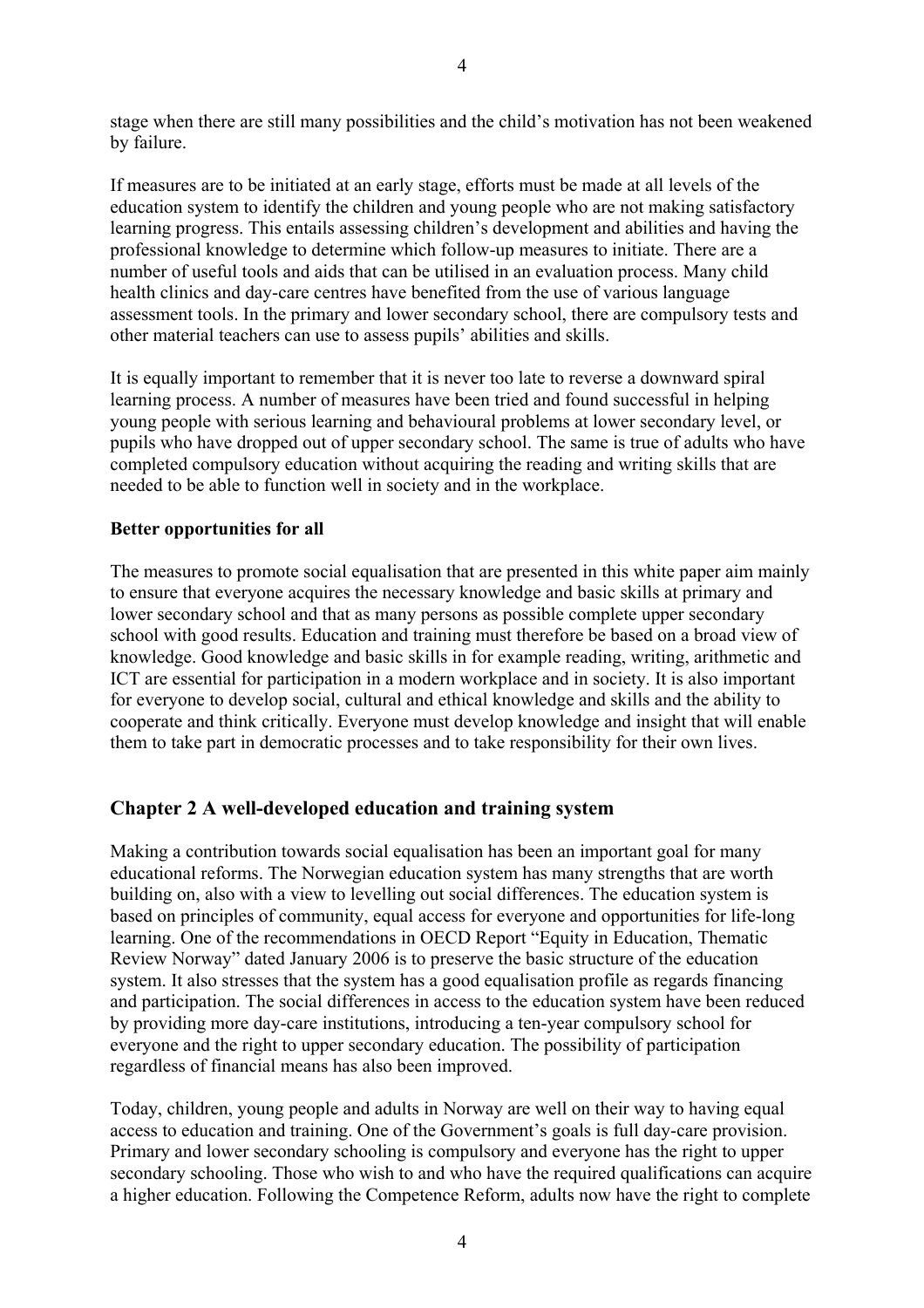stage when there are still many possibilities and the child's motivation has not been weakened by failure.

If measures are to be initiated at an early stage, efforts must be made at all levels of the education system to identify the children and young people who are not making satisfactory learning progress. This entails assessing children's development and abilities and having the professional knowledge to determine which follow-up measures to initiate. There are a number of useful tools and aids that can be utilised in an evaluation process. Many child health clinics and day-care centres have benefited from the use of various language assessment tools. In the primary and lower secondary school, there are compulsory tests and other material teachers can use to assess pupils' abilities and skills.

It is equally important to remember that it is never too late to reverse a downward spiral learning process. A number of measures have been tried and found successful in helping young people with serious learning and behavioural problems at lower secondary level, or pupils who have dropped out of upper secondary school. The same is true of adults who have completed compulsory education without acquiring the reading and writing skills that are needed to be able to function well in society and in the workplace.

**Better opportunities for all**

The measures to promote social equalisation that are presented in this white paper aim mainly to ensure that everyone acquires the necessary knowledge and basic skills at primary and lower secondary school and that as many persons as possible complete upper secondary school with good results. Education and training must therefore be based on a broad view of knowledge. Good knowledge and basic skills in for example reading, writing, arithmetic and ICT are essential for participation in a modern workplace and in society. It is also important for everyone to develop social, cultural and ethical knowledge and skills and the ability to cooperate and think critically. Everyone must develop knowledge and insight that will enable them to take part in democratic processes and to take responsibility for their own lives.

## Chapter 2 A well-developed education and training system

Making a contribution towards social equalisation has been an important goal for many educational reforms. The Norwegian education system has many strengths that are worth building on, also with a view to levelling out social differences. The education system is based on principles of community, equal access for everyone and opportunities for life-long learning. One of the recommendations in OECD Report "Equity in Education, Thematic Review Norway" dated January 2006 is to preserve the basic structure of the education system. It also stresses that the system has a good equalisation profile as regards financing and participation. The social differences in access to the education system have been reduced by providing more day-care institutions, introducing a ten-year compulsory school for everyone and the right to upper secondary education. The possibility of participation regardless of financial means has also been improved.

Today, children, young people and adults in Norway are well on their way to having equal access to education and training. One of the Government's goals is full day-care provision. Primary and lower secondary schooling is compulsory and everyone has the right to upper secondary schooling. Those who wish to and who have the required qualifications can acquire a higher education. Following the Competence Reform, adults now have the right to complete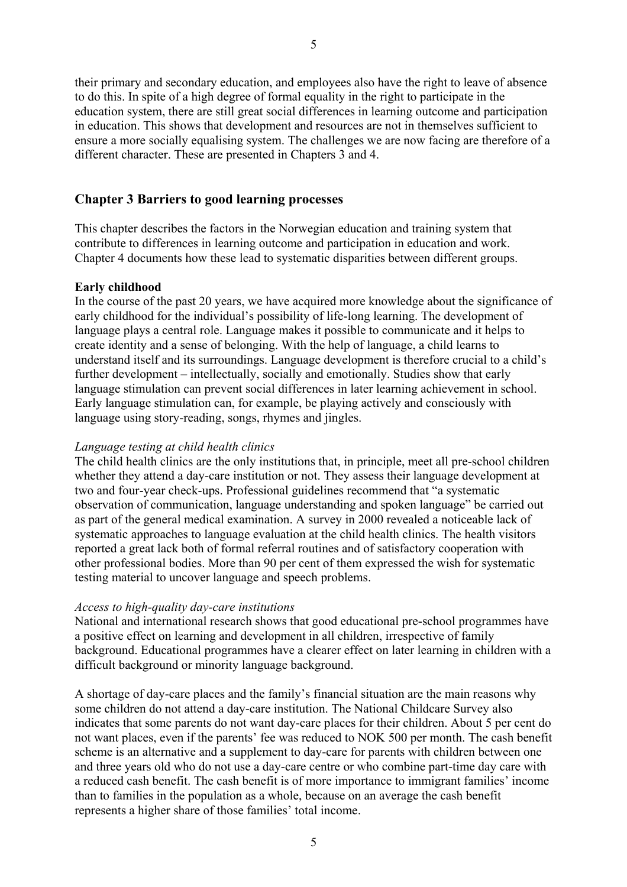their primary and secondary education, and employees also have the right to leave of absence to do this. In spite of a high degree of formal equality in the right to participate in the education system, there are still great social differences in learning outcome and participation in education. This shows that development and resources are not in themselves sufficient to ensure a more socially equalising system. The challenges we are now facing are therefore of a different character. These are presented in Chapters 3 and 4.

## Chapter 3 Barriers to good learning processes

This chapter describes the factors in the Norwegian education and training system that contribute to differences in learning outcome and participation in education and work. Chapter 4 documents how these lead to systematic disparities between different groups.

**Early childhood**

In the course of the past 20 years, we have acquired more knowledge about the significance of early childhood for the individual's possibility of life-long learning. The development of language plays a central role. Language makes it possible to communicate and it helps to create identity and a sense of belonging. With the help of language, a child learns to understand itself and its surroundings. Language development is therefore crucial to a child's further development – intellectually, socially and emotionally. Studies show that early language stimulation can prevent social differences in later learning achievement in school. Early language stimulation can, for example, be playing actively and consciously with language using story-reading, songs, rhymes and jingles.

*Language testing at child health clinics*

The child health clinics are the only institutions that, in principle, meet all pre-school children whether they attend a day-care institution or not. They assess their language development at two and four-year check-ups. Professional guidelines recommend that "a systematic observation of communication, language understanding and spoken language" be carried out as part of the general medical examination. A survey in 2000 revealed a noticeable lack of systematic approaches to language evaluation at the child health clinics. The health visitors reported a great lack both of formal referral routines and of satisfactory cooperation with other professional bodies. More than 90 per cent of them expressed the wish for systematic testing material to uncover language and speech problems.

*Access to high-quality day-care institutions*

National and international research shows that good educational pre-school programmes have a positive effect on learning and development in all children, irrespective of family background. Educational programmes have a clearer effect on later learning in children with a difficult background or minority language background.

A shortage of day-care places and the family's financial situation are the main reasons why some children do not attend a day-care institution. The National Childcare Survey also indicates that some parents do not want day-care places for their children. About 5 per cent do not want places, even if the parents' fee was reduced to NOK 500 per month. The cash benefit scheme is an alternative and a supplement to day-care for parents with children between one and three years old who do not use a day-care centre or who combine part-time day care with a reduced cash benefit. The cash benefit is of more importance to immigrant families' income than to families in the population as a whole, because on an average the cash benefit represents a higher share of those families' total income.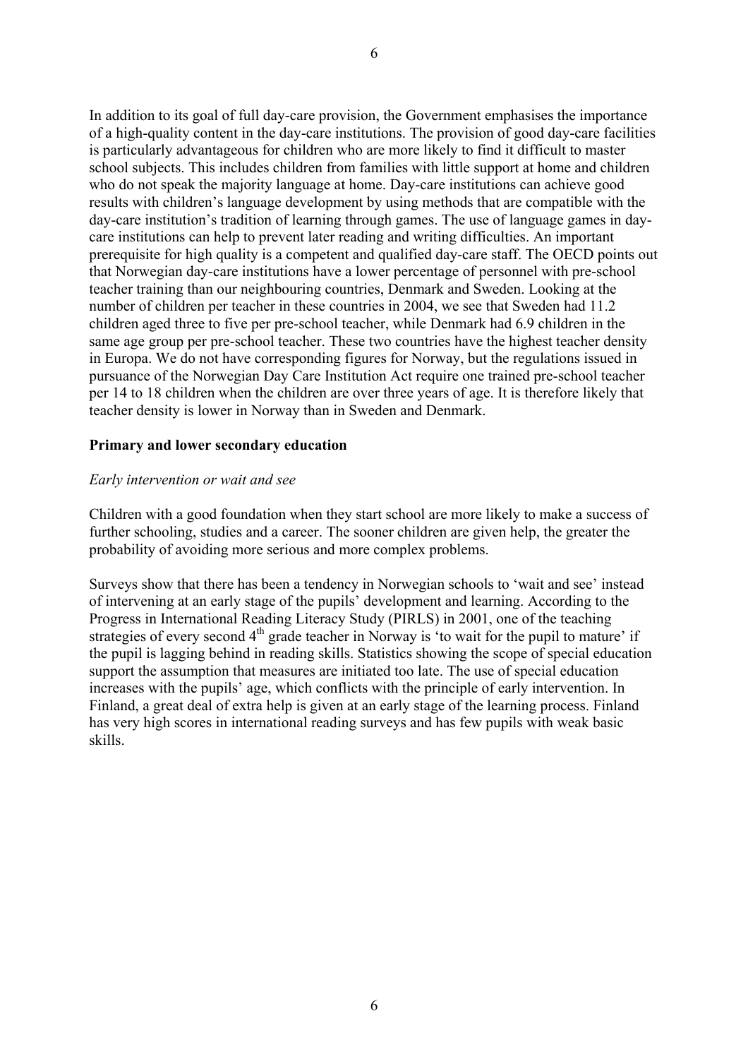In addition to its goal of full day-care provision, the Government emphasises the importance of a high-quality content in the day-care institutions. The provision of good day-care facilities is particularly advantageous for children who are more likely to find it difficult to master school subjects. This includes children from families with little support at home and children who do not speak the majority language at home. Day-care institutions can achieve good results with children's language development by using methods that are compatible with the day-care institution's tradition of learning through games. The use of language games in day-care institutions can help to prevent later reading and writing difficulties. An important prerequisite for high quality is a competent and qualified day-care staff. The OECD points out that Norwegian day-care institutions have a lower percentage of personnel with pre-school teacher training than our neighbouring countries, Denmark and Sweden. Looking at the number of children per teacher in these countries in 2004, we see that Sweden had 11.2 children aged three to five per pre-school teacher, while Denmark had 6.9 children in the same age group per pre-school teacher. These two countries have the highest teacher density in Europa. We do not have corresponding figures for Norway, but the regulations issued in pursuance of the Norwegian Day Care Institution Act require one trained pre-school teacher per 14 to 18 children when the children are over three years of age. It is therefore likely that teacher density is lower in Norway than in Sweden and Denmark.

**Primary and lower secondary education**

*Early intervention or wait and see*

Children with a good foundation when they start school are more likely to make a success of further schooling, studies and a career. The sooner children are given help, the greater the probability of avoiding more serious and more complex problems.

Surveys show that there has been a tendency in Norwegian schools to 'wait and see' instead of intervening at an early stage of the pupils' development and learning. According to the Progress in International Reading Literacy Study (PIRLS) in 2001, one of the teaching strategies of every second 4th grade teacher in Norway is 'to wait for the pupil to mature' if the pupil is lagging behind in reading skills. Statistics showing the scope of special education support the assumption that measures are initiated too late. The use of special education increases with the pupils' age, which conflicts with the principle of early intervention. In Finland, a great deal of extra help is given at an early stage of the learning process. Finland has very high scores in international reading surveys and has few pupils with weak basic skills.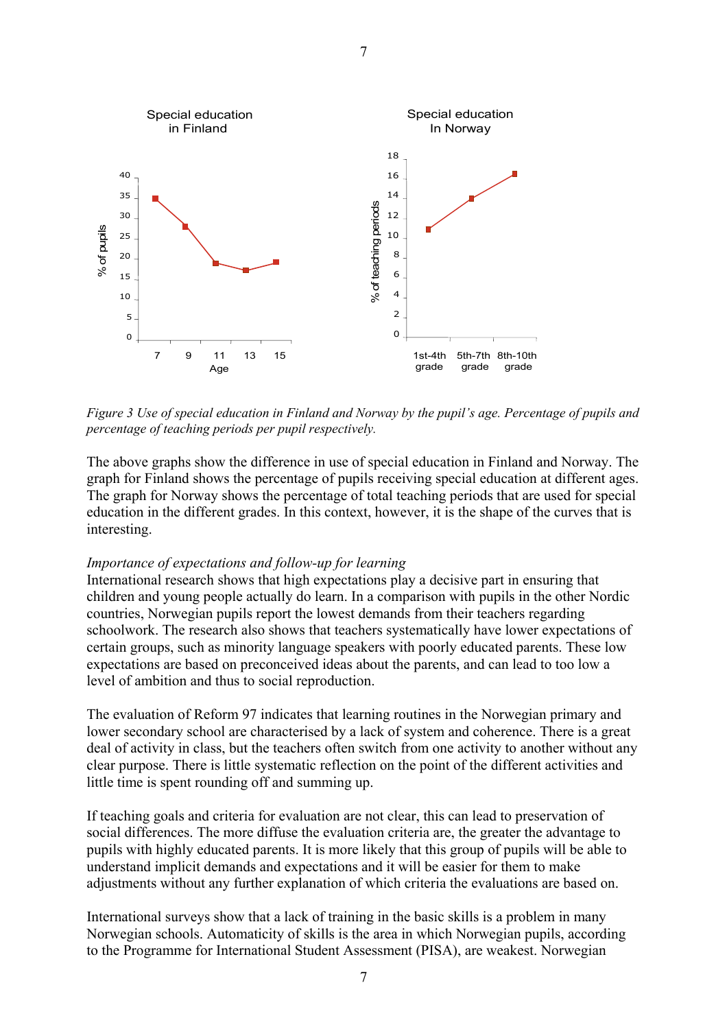*Figure 3 Use of special education in Finland and Norway by the pupil's age. Percentage of pupils and percentage of teaching periods per pupil respectively.*

The above graphs show the difference in use of special education in Finland and Norway. The graph for Finland shows the percentage of pupils receiving special education at different ages. The graph for Norway shows the percentage of total teaching periods that are used for special education in the different grades. In this context, however, it is the shape of the curves that is interesting.

*Importance of expectations and follow-up for learning*

International research shows that high expectations play a decisive part in ensuring that children and young people actually do learn. In a comparison with pupils in the other Nordic countries, Norwegian pupils report the lowest demands from their teachers regarding schoolwork. The research also shows that teachers systematically have lower expectations of certain groups, such as minority language speakers with poorly educated parents. These low expectations are based on preconceived ideas about the parents, and can lead to too low a level of ambition and thus to social reproduction.

The evaluation of Reform 97 indicates that learning routines in the Norwegian primary and lower secondary school are characterised by a lack of system and coherence. There is a great deal of activity in class, but the teachers often switch from one activity to another without any clear purpose. There is little systematic reflection on the point of the different activities and little time is spent rounding off and summing up.

If teaching goals and criteria for evaluation are not clear, this can lead to preservation of social differences. The more diffuse the evaluation criteria are, the greater the advantage to pupils with highly educated parents. It is more likely that this group of pupils will be able to understand implicit demands and expectations and it will be easier for them to make adjustments without any further explanation of which criteria the evaluations are based on.

International surveys show that a lack of training in the basic skills is a problem in many Norwegian schools. Automaticity of skills is the area in which Norwegian pupils, according to the Programme for International Student Assessment (PISA), are weakest. Norwegian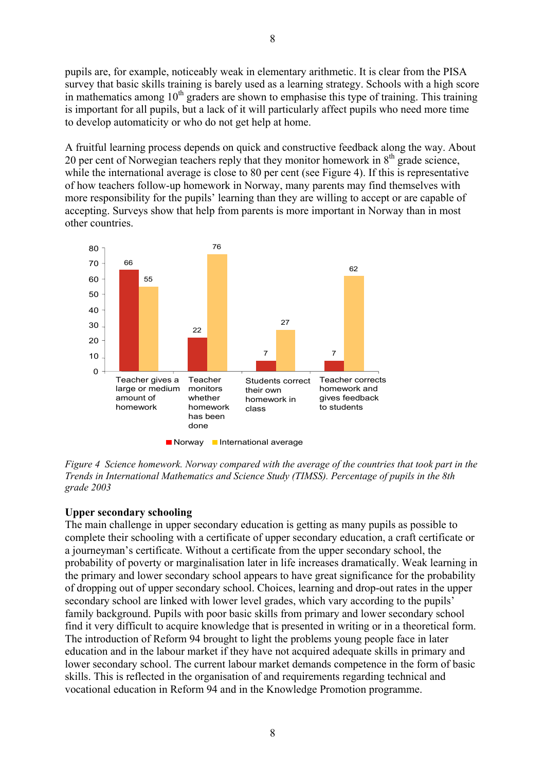pupils are, for example, noticeably weak in elementary arithmetic. It is clear from the PISA survey that basic skills training is barely used as a learning strategy. Schools with a high score in mathematics among 10th graders are shown to emphasise this type of training. This training is important for all pupils, but a lack of it will particularly affect pupils who need more time to develop automaticity or who do not get help at home.

A fruitful learning process depends on quick and constructive feedback along the way. About 20 per cent of Norwegian teachers reply that they monitor homework in 8th grade science, while the international average is close to 80 per cent (see Figure 4). If this is representative of how teachers follow-up homework in Norway, many parents may find themselves with more responsibility for the pupils' learning than they are willing to accept or are capable of accepting. Surveys show that help from parents is more important in Norway than in most other countries.

|  | Norway | International average |
|---|---|---|
| Teacher gives a large or medium amount of homework | 66 | 55 |
| Teacher monitors whether homework has been done | 22 | 76 |
| Students correct their own homework in class | 7 | 27 |
| Teacher corrects homework and gives feedback to students | 7 | 62 |

*Figure 4 Science homework. Norway compared with the average of the countries that took part in the Trends in International Mathematics and Science Study (TIMSS). Percentage of pupils in the 8th grade 2003*

**Upper secondary schooling**

The main challenge in upper secondary education is getting as many pupils as possible to complete their schooling with a certificate of upper secondary education, a craft certificate or a journeyman's certificate. Without a certificate from the upper secondary school, the probability of poverty or marginalisation later in life increases dramatically. Weak learning in the primary and lower secondary school appears to have great significance for the probability of dropping out of upper secondary school. Choices, learning and drop-out rates in the upper secondary school are linked with lower level grades, which vary according to the pupils' family background. Pupils with poor basic skills from primary and lower secondary school find it very difficult to acquire knowledge that is presented in writing or in a theoretical form. The introduction of Reform 94 brought to light the problems young people face in later education and in the labour market if they have not acquired adequate skills in primary and lower secondary school. The current labour market demands competence in the form of basic skills. This is reflected in the organisation of and requirements regarding technical and vocational education in Reform 94 and in the Knowledge Promotion programme.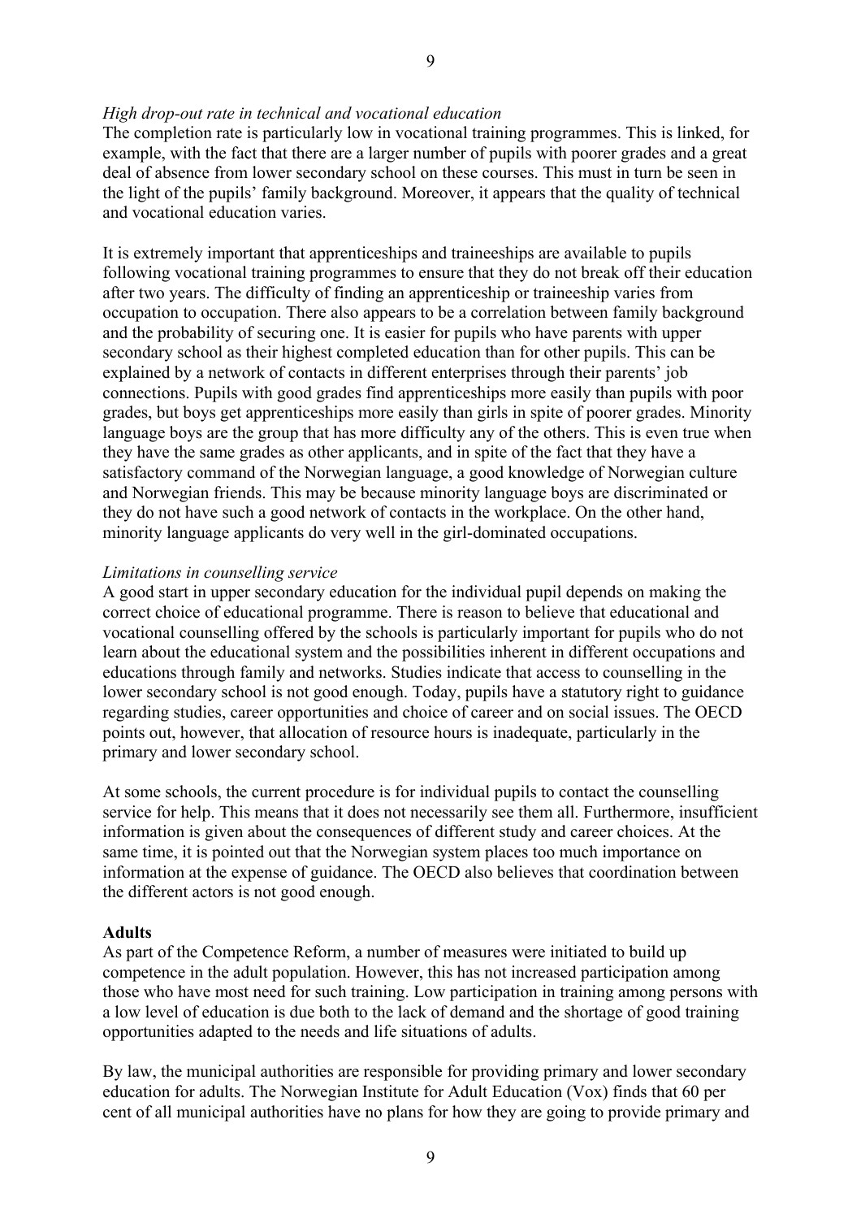*High drop-out rate in technical and vocational education*

The completion rate is particularly low in vocational training programmes. This is linked, for example, with the fact that there are a larger number of pupils with poorer grades and a great deal of absence from lower secondary school on these courses. This must in turn be seen in the light of the pupils' family background. Moreover, it appears that the quality of technical and vocational education varies.

It is extremely important that apprenticeships and traineeships are available to pupils following vocational training programmes to ensure that they do not break off their education after two years. The difficulty of finding an apprenticeship or traineeship varies from occupation to occupation. There also appears to be a correlation between family background and the probability of securing one. It is easier for pupils who have parents with upper secondary school as their highest completed education than for other pupils. This can be explained by a network of contacts in different enterprises through their parents' job connections. Pupils with good grades find apprenticeships more easily than pupils with poor grades, but boys get apprenticeships more easily than girls in spite of poorer grades. Minority language boys are the group that has more difficulty any of the others. This is even true when they have the same grades as other applicants, and in spite of the fact that they have a satisfactory command of the Norwegian language, a good knowledge of Norwegian culture and Norwegian friends. This may be because minority language boys are discriminated or they do not have such a good network of contacts in the workplace. On the other hand, minority language applicants do very well in the girl-dominated occupations.

*Limitations in counselling service*

A good start in upper secondary education for the individual pupil depends on making the correct choice of educational programme. There is reason to believe that educational and vocational counselling offered by the schools is particularly important for pupils who do not learn about the educational system and the possibilities inherent in different occupations and educations through family and networks. Studies indicate that access to counselling in the lower secondary school is not good enough. Today, pupils have a statutory right to guidance regarding studies, career opportunities and choice of career and on social issues. The OECD points out, however, that allocation of resource hours is inadequate, particularly in the primary and lower secondary school.

At some schools, the current procedure is for individual pupils to contact the counselling service for help. This means that it does not necessarily see them all. Furthermore, insufficient information is given about the consequences of different study and career choices. At the same time, it is pointed out that the Norwegian system places too much importance on information at the expense of guidance. The OECD also believes that coordination between the different actors is not good enough.

**Adults**

As part of the Competence Reform, a number of measures were initiated to build up competence in the adult population. However, this has not increased participation among those who have most need for such training. Low participation in training among persons with a low level of education is due both to the lack of demand and the shortage of good training opportunities adapted to the needs and life situations of adults.

By law, the municipal authorities are responsible for providing primary and lower secondary education for adults. The Norwegian Institute for Adult Education (Vox) finds that 60 per cent of all municipal authorities have no plans for how they are going to provide primary and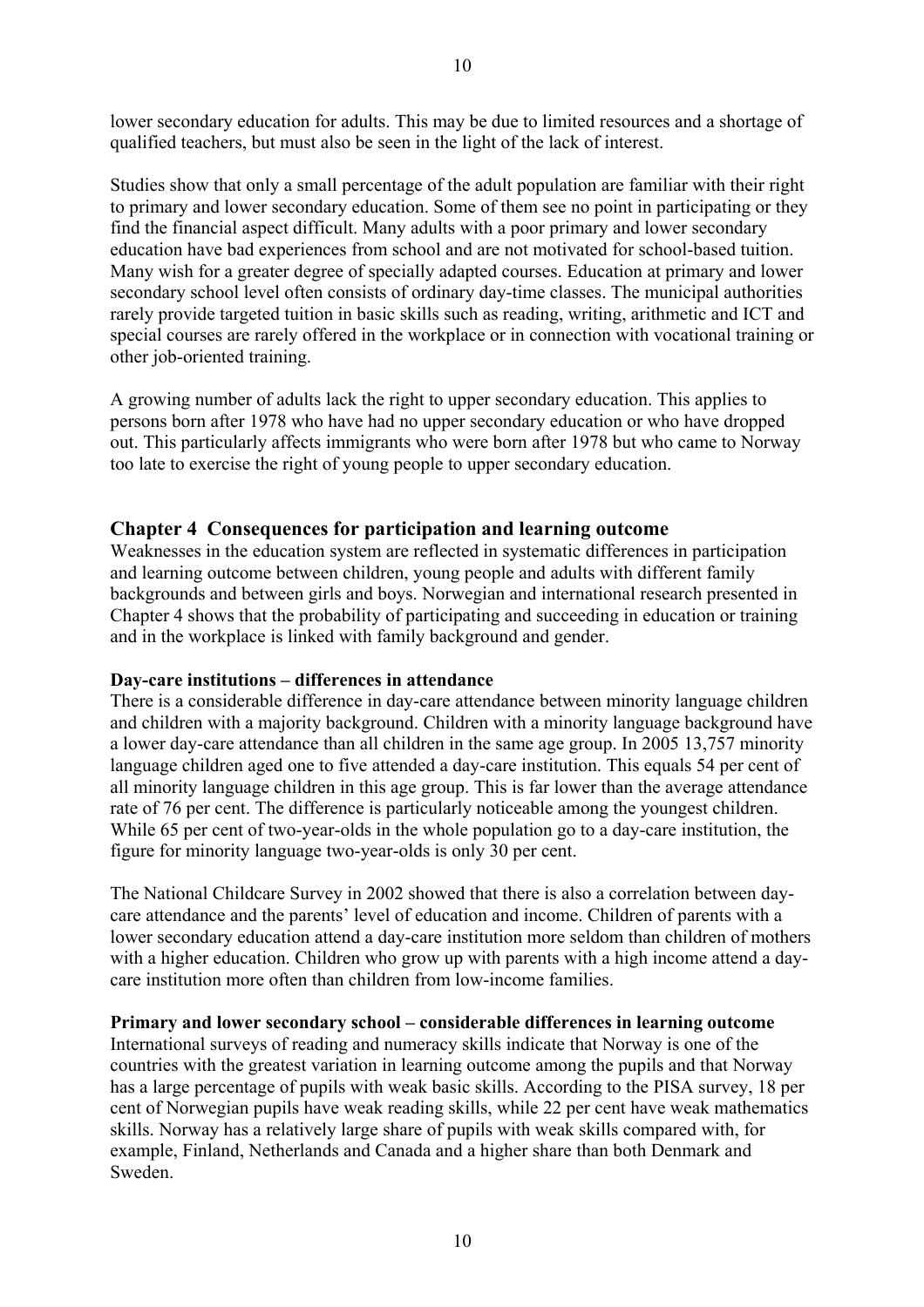lower secondary education for adults. This may be due to limited resources and a shortage of qualified teachers, but must also be seen in the light of the lack of interest.

Studies show that only a small percentage of the adult population are familiar with their right to primary and lower secondary education. Some of them see no point in participating or they find the financial aspect difficult. Many adults with a poor primary and lower secondary education have bad experiences from school and are not motivated for school-based tuition. Many wish for a greater degree of specially adapted courses. Education at primary and lower secondary school level often consists of ordinary day-time classes. The municipal authorities rarely provide targeted tuition in basic skills such as reading, writing, arithmetic and ICT and special courses are rarely offered in the workplace or in connection with vocational training or other job-oriented training.

A growing number of adults lack the right to upper secondary education. This applies to persons born after 1978 who have had no upper secondary education or who have dropped out. This particularly affects immigrants who were born after 1978 but who came to Norway too late to exercise the right of young people to upper secondary education.

## Chapter 4 Consequences for participation and learning outcome

Weaknesses in the education system are reflected in systematic differences in participation and learning outcome between children, young people and adults with different family backgrounds and between girls and boys. Norwegian and international research presented in Chapter 4 shows that the probability of participating and succeeding in education or training and in the workplace is linked with family background and gender.

**Day-care institutions – differences in attendance**

There is a considerable difference in day-care attendance between minority language children and children with a majority background. Children with a minority language background have a lower day-care attendance than all children in the same age group. In 2005 13,757 minority language children aged one to five attended a day-care institution. This equals 54 per cent of all minority language children in this age group. This is far lower than the average attendance rate of 76 per cent. The difference is particularly noticeable among the youngest children. While 65 per cent of two-year-olds in the whole population go to a day-care institution, the figure for minority language two-year-olds is only 30 per cent.

The National Childcare Survey in 2002 showed that there is also a correlation between day-care attendance and the parents' level of education and income. Children of parents with a lower secondary education attend a day-care institution more seldom than children of mothers with a higher education. Children who grow up with parents with a high income attend a day-care institution more often than children from low-income families.

**Primary and lower secondary school – considerable differences in learning outcome**

International surveys of reading and numeracy skills indicate that Norway is one of the countries with the greatest variation in learning outcome among the pupils and that Norway has a large percentage of pupils with weak basic skills. According to the PISA survey, 18 per cent of Norwegian pupils have weak reading skills, while 22 per cent have weak mathematics skills. Norway has a relatively large share of pupils with weak skills compared with, for example, Finland, Netherlands and Canada and a higher share than both Denmark and Sweden.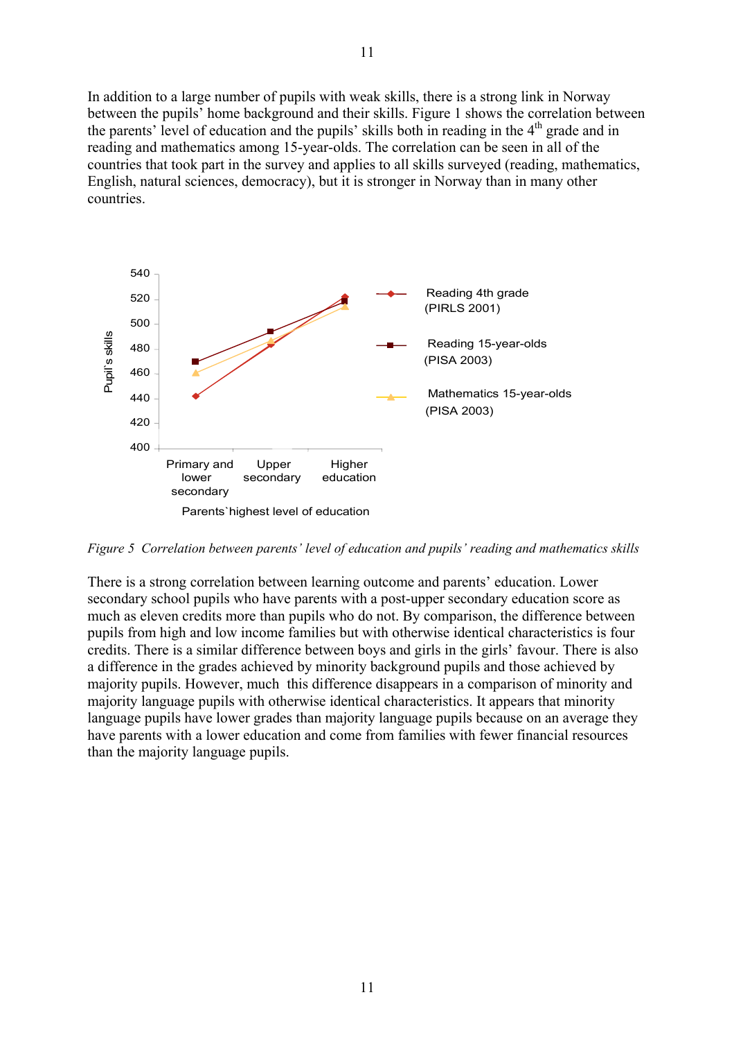In addition to a large number of pupils with weak skills, there is a strong link in Norway between the pupils' home background and their skills. Figure 1 shows the correlation between the parents' level of education and the pupils' skills both in reading in the 4th grade and in reading and mathematics among 15-year-olds. The correlation can be seen in all of the countries that took part in the survey and applies to all skills surveyed (reading, mathematics, English, natural sciences, democracy), but it is stronger in Norway than in many other countries.

*Figure 5 Correlation between parents' level of education and pupils' reading and mathematics skills*

There is a strong correlation between learning outcome and parents' education. Lower secondary school pupils who have parents with a post-upper secondary education score as much as eleven credits more than pupils who do not. By comparison, the difference between pupils from high and low income families but with otherwise identical characteristics is four credits. There is a similar difference between boys and girls in the girls' favour. There is also a difference in the grades achieved by minority background pupils and those achieved by majority pupils. However, much this difference disappears in a comparison of minority and majority language pupils with otherwise identical characteristics. It appears that minority language pupils have lower grades than majority language pupils because on an average they have parents with a lower education and come from families with fewer financial resources than the majority language pupils.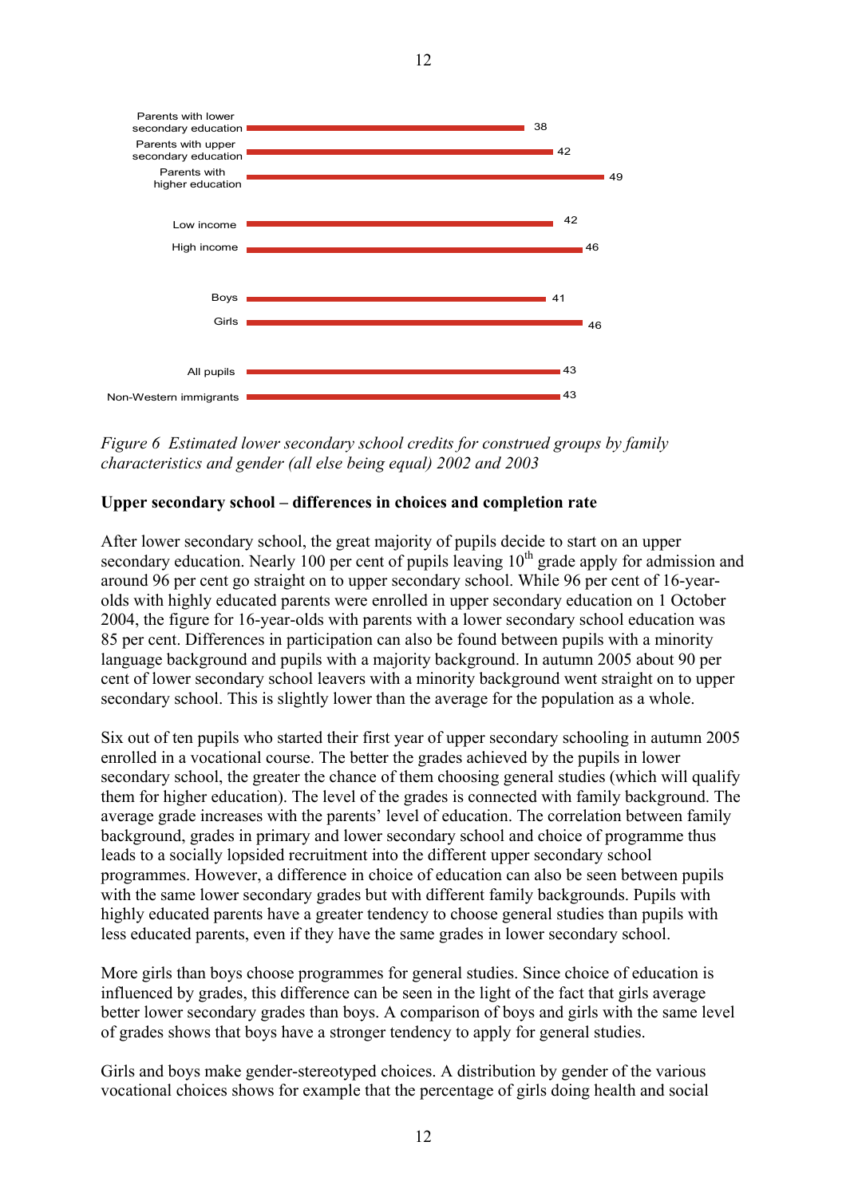| Group | Estimated credits |
|---|---|
| Parents with lower secondary education | 38 |
| Parents with upper secondary education | 42 |
| Parents with higher education | 49 |
| Low income | 42 |
| High income | 46 |
| Boys | 41 |
| Girls | 46 |
| All pupils | 43 |
| Non-Western immigrants | 43 |

*Figure 6 Estimated lower secondary school credits for construed groups by family characteristics and gender (all else being equal) 2002 and 2003*

**Upper secondary school – differences in choices and completion rate**

After lower secondary school, the great majority of pupils decide to start on an upper secondary education. Nearly 100 per cent of pupils leaving 10th grade apply for admission and around 96 per cent go straight on to upper secondary school. While 96 per cent of 16-year-olds with highly educated parents were enrolled in upper secondary education on 1 October 2004, the figure for 16-year-olds with parents with a lower secondary school education was 85 per cent. Differences in participation can also be found between pupils with a minority language background and pupils with a majority background. In autumn 2005 about 90 per cent of lower secondary school leavers with a minority background went straight on to upper secondary school. This is slightly lower than the average for the population as a whole.

Six out of ten pupils who started their first year of upper secondary schooling in autumn 2005 enrolled in a vocational course. The better the grades achieved by the pupils in lower secondary school, the greater the chance of them choosing general studies (which will qualify them for higher education). The level of the grades is connected with family background. The average grade increases with the parents' level of education. The correlation between family background, grades in primary and lower secondary school and choice of programme thus leads to a socially lopsided recruitment into the different upper secondary school programmes. However, a difference in choice of education can also be seen between pupils with the same lower secondary grades but with different family backgrounds. Pupils with highly educated parents have a greater tendency to choose general studies than pupils with less educated parents, even if they have the same grades in lower secondary school.

More girls than boys choose programmes for general studies. Since choice of education is influenced by grades, this difference can be seen in the light of the fact that girls average better lower secondary grades than boys. A comparison of boys and girls with the same level of grades shows that boys have a stronger tendency to apply for general studies.

Girls and boys make gender-stereotyped choices. A distribution by gender of the various vocational choices shows for example that the percentage of girls doing health and social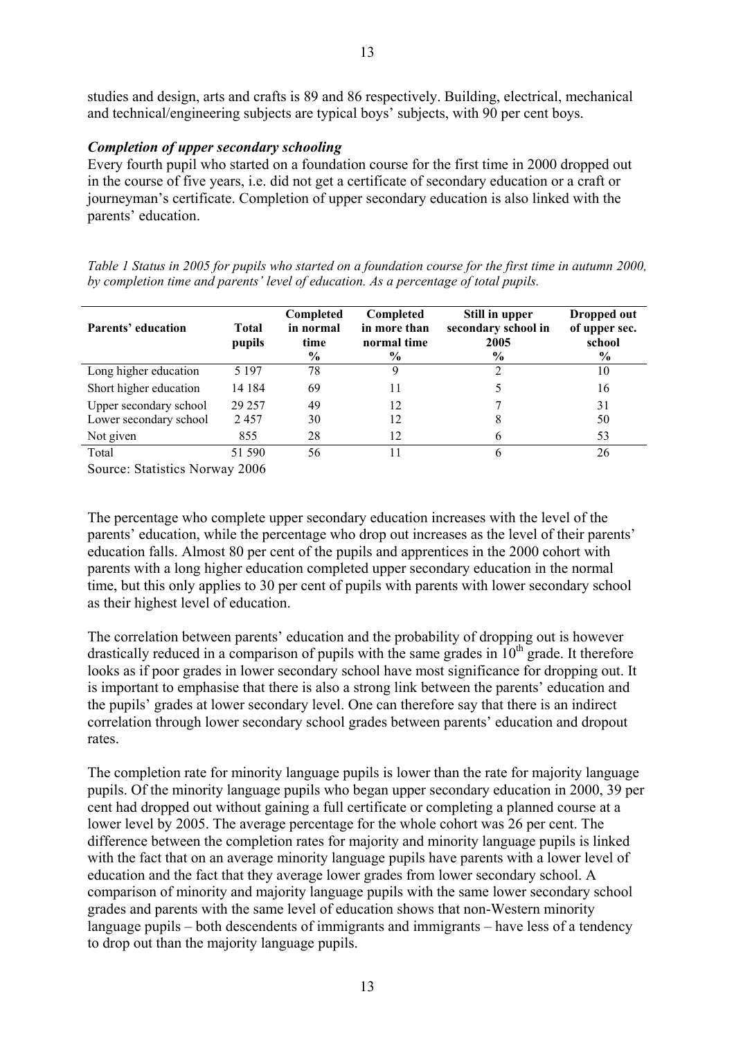studies and design, arts and crafts is 89 and 86 respectively. Building, electrical, mechanical and technical/engineering subjects are typical boys' subjects, with 90 per cent boys.

***Completion of upper secondary schooling***

Every fourth pupil who started on a foundation course for the first time in 2000 dropped out in the course of five years, i.e. did not get a certificate of secondary education or a craft or journeyman's certificate. Completion of upper secondary education is also linked with the parents' education.

*Table 1 Status in 2005 for pupils who started on a foundation course for the first time in autumn 2000, by completion time and parents' level of education. As a percentage of total pupils.*

| Parents' education | Total pupils | Completed in normal time % | Completed in more than normal time % | Still in upper secondary school in 2005 % | Dropped out of upper sec. school % |
|---|---|---|---|---|---|
| Long higher education | 5 197 | 78 | 9 | 2 | 10 |
| Short higher education | 14 184 | 69 | 11 | 5 | 16 |
| Upper secondary school | 29 257 | 49 | 12 | 7 | 31 |
| Lower secondary school | 2 457 | 30 | 12 | 8 | 50 |
| Not given | 855 | 28 | 12 | 6 | 53 |
| Total | 51 590 | 56 | 11 | 6 | 26 |

Source: Statistics Norway 2006

The percentage who complete upper secondary education increases with the level of the parents' education, while the percentage who drop out increases as the level of their parents' education falls. Almost 80 per cent of the pupils and apprentices in the 2000 cohort with parents with a long higher education completed upper secondary education in the normal time, but this only applies to 30 per cent of pupils with parents with lower secondary school as their highest level of education.

The correlation between parents' education and the probability of dropping out is however drastically reduced in a comparison of pupils with the same grades in 10th grade. It therefore looks as if poor grades in lower secondary school have most significance for dropping out. It is important to emphasise that there is also a strong link between the parents' education and the pupils' grades at lower secondary level. One can therefore say that there is an indirect correlation through lower secondary school grades between parents' education and dropout rates.

The completion rate for minority language pupils is lower than the rate for majority language pupils. Of the minority language pupils who began upper secondary education in 2000, 39 per cent had dropped out without gaining a full certificate or completing a planned course at a lower level by 2005. The average percentage for the whole cohort was 26 per cent. The difference between the completion rates for majority and minority language pupils is linked with the fact that on an average minority language pupils have parents with a lower level of education and the fact that they average lower grades from lower secondary school. A comparison of minority and majority language pupils with the same lower secondary school grades and parents with the same level of education shows that non-Western minority language pupils – both descendents of immigrants and immigrants – have less of a tendency to drop out than the majority language pupils.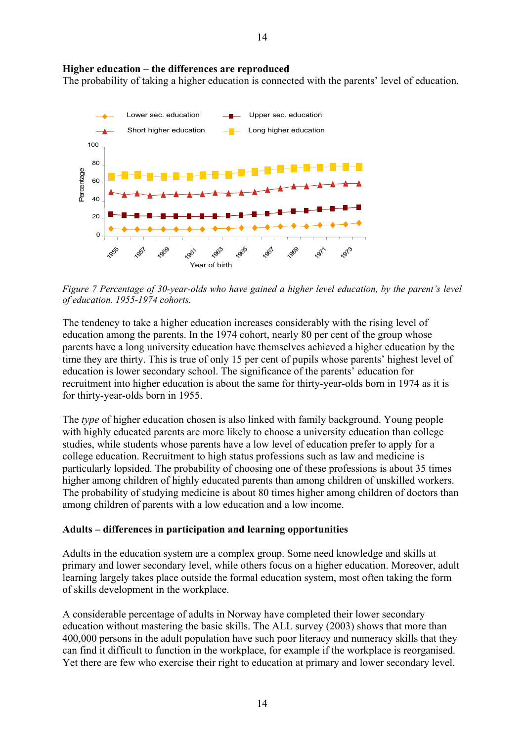**Higher education – the differences are reproduced**

The probability of taking a higher education is connected with the parents' level of education.

*Figure 7 Percentage of 30-year-olds who have gained a higher level education, by the parent's level of education. 1955-1974 cohorts.*

The tendency to take a higher education increases considerably with the rising level of education among the parents. In the 1974 cohort, nearly 80 per cent of the group whose parents have a long university education have themselves achieved a higher education by the time they are thirty. This is true of only 15 per cent of pupils whose parents' highest level of education is lower secondary school. The significance of the parents' education for recruitment into higher education is about the same for thirty-year-olds born in 1974 as it is for thirty-year-olds born in 1955.

The *type* of higher education chosen is also linked with family background. Young people with highly educated parents are more likely to choose a university education than college studies, while students whose parents have a low level of education prefer to apply for a college education. Recruitment to high status professions such as law and medicine is particularly lopsided. The probability of choosing one of these professions is about 35 times higher among children of highly educated parents than among children of unskilled workers. The probability of studying medicine is about 80 times higher among children of doctors than among children of parents with a low education and a low income.

**Adults – differences in participation and learning opportunities**

Adults in the education system are a complex group. Some need knowledge and skills at primary and lower secondary level, while others focus on a higher education. Moreover, adult learning largely takes place outside the formal education system, most often taking the form of skills development in the workplace.

A considerable percentage of adults in Norway have completed their lower secondary education without mastering the basic skills. The ALL survey (2003) shows that more than 400,000 persons in the adult population have such poor literacy and numeracy skills that they can find it difficult to function in the workplace, for example if the workplace is reorganised. Yet there are few who exercise their right to education at primary and lower secondary level.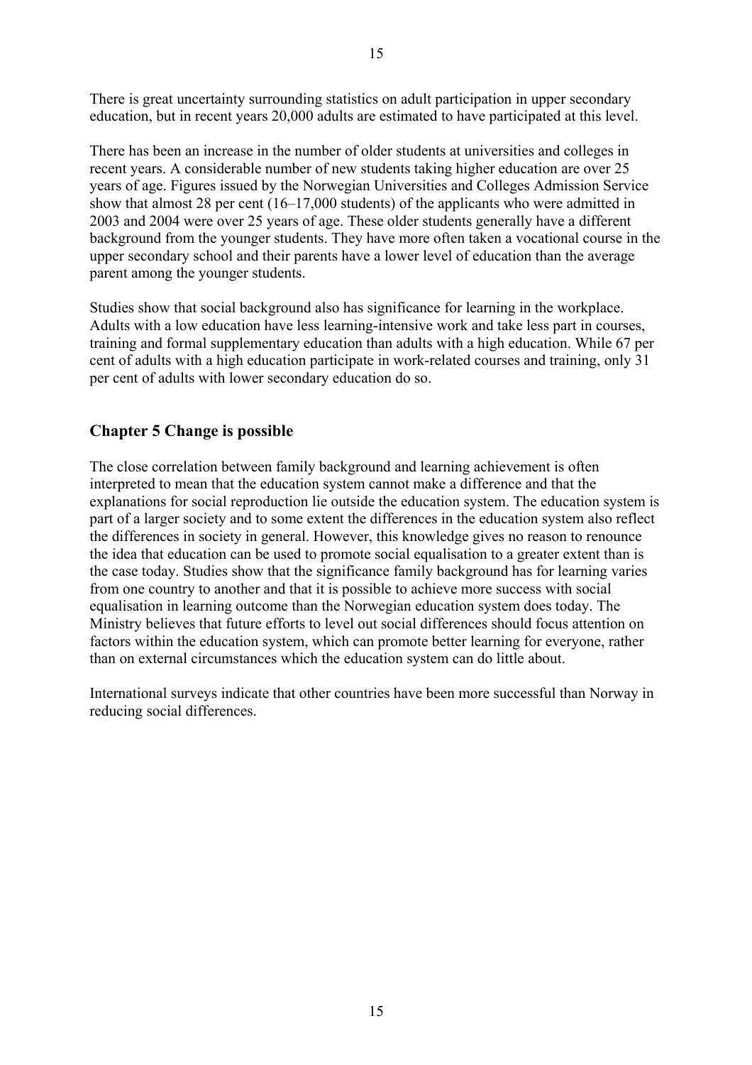There is great uncertainty surrounding statistics on adult participation in upper secondary education, but in recent years 20,000 adults are estimated to have participated at this level.

There has been an increase in the number of older students at universities and colleges in recent years. A considerable number of new students taking higher education are over 25 years of age. Figures issued by the Norwegian Universities and Colleges Admission Service show that almost 28 per cent (16–17,000 students) of the applicants who were admitted in 2003 and 2004 were over 25 years of age. These older students generally have a different background from the younger students. They have more often taken a vocational course in the upper secondary school and their parents have a lower level of education than the average parent among the younger students.

Studies show that social background also has significance for learning in the workplace. Adults with a low education have less learning-intensive work and take less part in courses, training and formal supplementary education than adults with a high education. While 67 per cent of adults with a high education participate in work-related courses and training, only 31 per cent of adults with lower secondary education do so.

## Chapter 5 Change is possible

The close correlation between family background and learning achievement is often interpreted to mean that the education system cannot make a difference and that the explanations for social reproduction lie outside the education system. The education system is part of a larger society and to some extent the differences in the education system also reflect the differences in society in general. However, this knowledge gives no reason to renounce the idea that education can be used to promote social equalisation to a greater extent than is the case today. Studies show that the significance family background has for learning varies from one country to another and that it is possible to achieve more success with social equalisation in learning outcome than the Norwegian education system does today. The Ministry believes that future efforts to level out social differences should focus attention on factors within the education system, which can promote better learning for everyone, rather than on external circumstances which the education system can do little about.

International surveys indicate that other countries have been more successful than Norway in reducing social differences.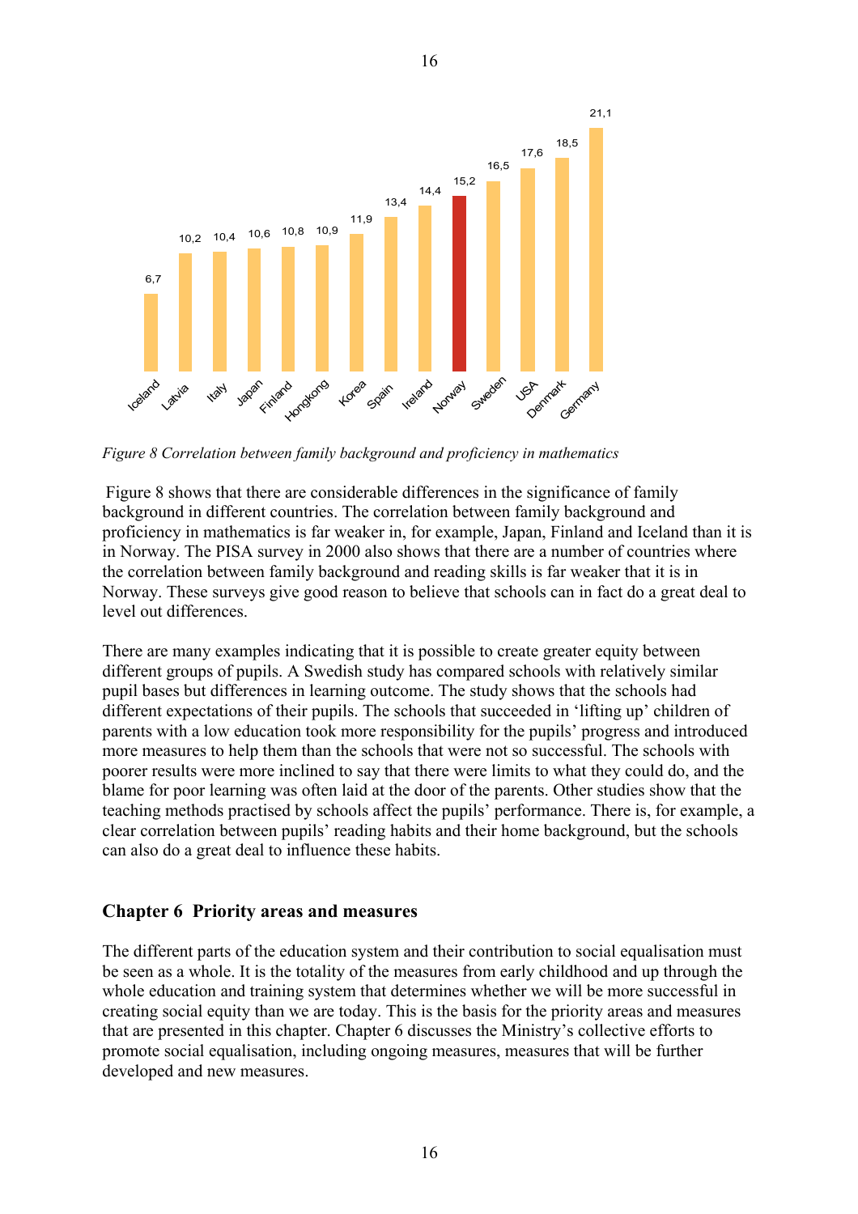| Country | Value |
|---|---|
| Iceland | 6,7 |
| Latvia | 10,2 |
| Italy | 10,4 |
| Japan | 10,6 |
| Finland | 10,8 |
| Hongkong | 10,9 |
| Korea | 11,9 |
| Spain | 13,4 |
| Ireland | 14,4 |
| Norway | 15,2 |
| Sweden | 16,5 |
| USA | 17,6 |
| Denmark | 18,5 |
| Germany | 21,1 |

*Figure 8 Correlation between family background and proficiency in mathematics*

Figure 8 shows that there are considerable differences in the significance of family background in different countries. The correlation between family background and proficiency in mathematics is far weaker in, for example, Japan, Finland and Iceland than it is in Norway. The PISA survey in 2000 also shows that there are a number of countries where the correlation between family background and reading skills is far weaker that it is in Norway. These surveys give good reason to believe that schools can in fact do a great deal to level out differences.

There are many examples indicating that it is possible to create greater equity between different groups of pupils. A Swedish study has compared schools with relatively similar pupil bases but differences in learning outcome. The study shows that the schools had different expectations of their pupils. The schools that succeeded in 'lifting up' children of parents with a low education took more responsibility for the pupils' progress and introduced more measures to help them than the schools that were not so successful. The schools with poorer results were more inclined to say that there were limits to what they could do, and the blame for poor learning was often laid at the door of the parents. Other studies show that the teaching methods practised by schools affect the pupils' performance. There is, for example, a clear correlation between pupils' reading habits and their home background, but the schools can also do a great deal to influence these habits.

## Chapter 6 Priority areas and measures

The different parts of the education system and their contribution to social equalisation must be seen as a whole. It is the totality of the measures from early childhood and up through the whole education and training system that determines whether we will be more successful in creating social equity than we are today. This is the basis for the priority areas and measures that are presented in this chapter. Chapter 6 discusses the Ministry's collective efforts to promote social equalisation, including ongoing measures, measures that will be further developed and new measures.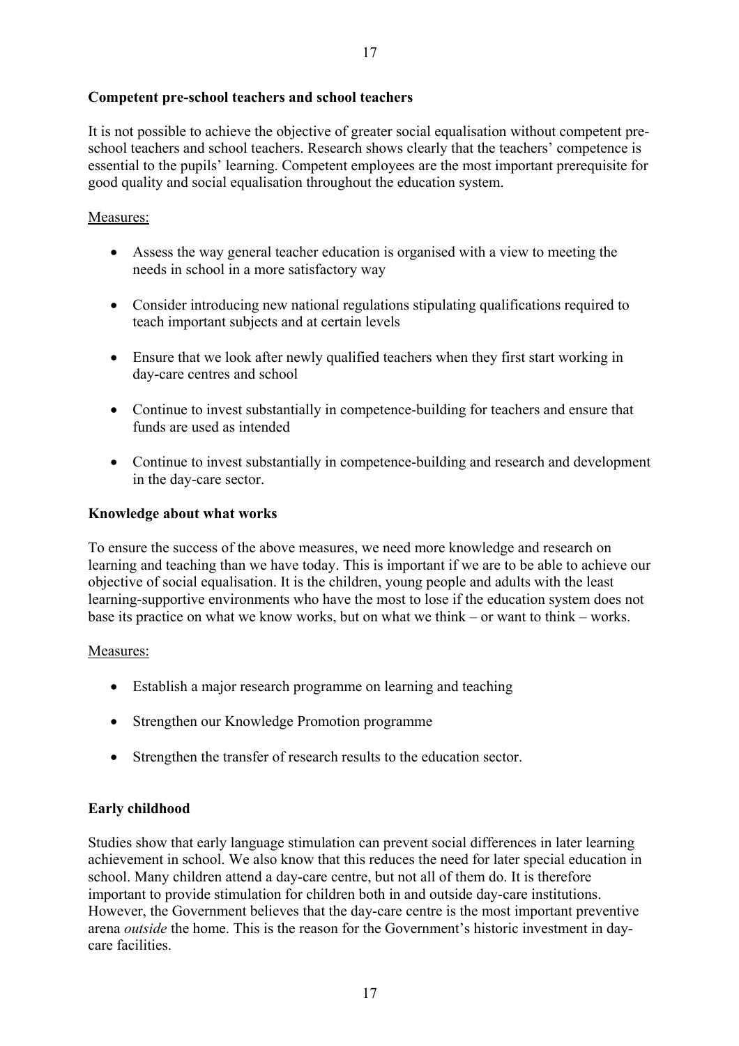**Competent pre-school teachers and school teachers**

It is not possible to achieve the objective of greater social equalisation without competent pre-school teachers and school teachers. Research shows clearly that the teachers' competence is essential to the pupils' learning. Competent employees are the most important prerequisite for good quality and social equalisation throughout the education system.

Measures:

- Assess the way general teacher education is organised with a view to meeting the needs in school in a more satisfactory way
- Consider introducing new national regulations stipulating qualifications required to teach important subjects and at certain levels
- Ensure that we look after newly qualified teachers when they first start working in day-care centres and school
- Continue to invest substantially in competence-building for teachers and ensure that funds are used as intended
- Continue to invest substantially in competence-building and research and development in the day-care sector.

**Knowledge about what works**

To ensure the success of the above measures, we need more knowledge and research on learning and teaching than we have today. This is important if we are to be able to achieve our objective of social equalisation. It is the children, young people and adults with the least learning-supportive environments who have the most to lose if the education system does not base its practice on what we know works, but on what we think – or want to think – works.

Measures:

- Establish a major research programme on learning and teaching
- Strengthen our Knowledge Promotion programme
- Strengthen the transfer of research results to the education sector.

**Early childhood**

Studies show that early language stimulation can prevent social differences in later learning achievement in school. We also know that this reduces the need for later special education in school. Many children attend a day-care centre, but not all of them do. It is therefore important to provide stimulation for children both in and outside day-care institutions. However, the Government believes that the day-care centre is the most important preventive arena *outside* the home. This is the reason for the Government's historic investment in day-care facilities.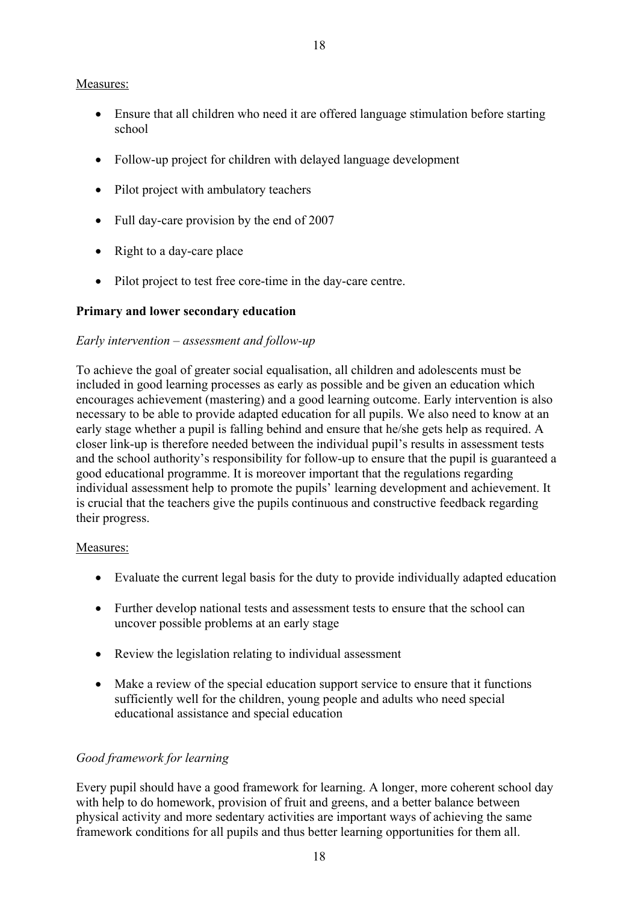Measures:

- Ensure that all children who need it are offered language stimulation before starting school
- Follow-up project for children with delayed language development
- Pilot project with ambulatory teachers
- Full day-care provision by the end of 2007
- Right to a day-care place
- Pilot project to test free core-time in the day-care centre.

**Primary and lower secondary education**

*Early intervention – assessment and follow-up*

To achieve the goal of greater social equalisation, all children and adolescents must be included in good learning processes as early as possible and be given an education which encourages achievement (mastering) and a good learning outcome. Early intervention is also necessary to be able to provide adapted education for all pupils. We also need to know at an early stage whether a pupil is falling behind and ensure that he/she gets help as required. A closer link-up is therefore needed between the individual pupil's results in assessment tests and the school authority's responsibility for follow-up to ensure that the pupil is guaranteed a good educational programme. It is moreover important that the regulations regarding individual assessment help to promote the pupils' learning development and achievement. It is crucial that the teachers give the pupils continuous and constructive feedback regarding their progress.

Measures:

- Evaluate the current legal basis for the duty to provide individually adapted education
- Further develop national tests and assessment tests to ensure that the school can uncover possible problems at an early stage
- Review the legislation relating to individual assessment
- Make a review of the special education support service to ensure that it functions sufficiently well for the children, young people and adults who need special educational assistance and special education

*Good framework for learning*

Every pupil should have a good framework for learning. A longer, more coherent school day with help to do homework, provision of fruit and greens, and a better balance between physical activity and more sedentary activities are important ways of achieving the same framework conditions for all pupils and thus better learning opportunities for them all.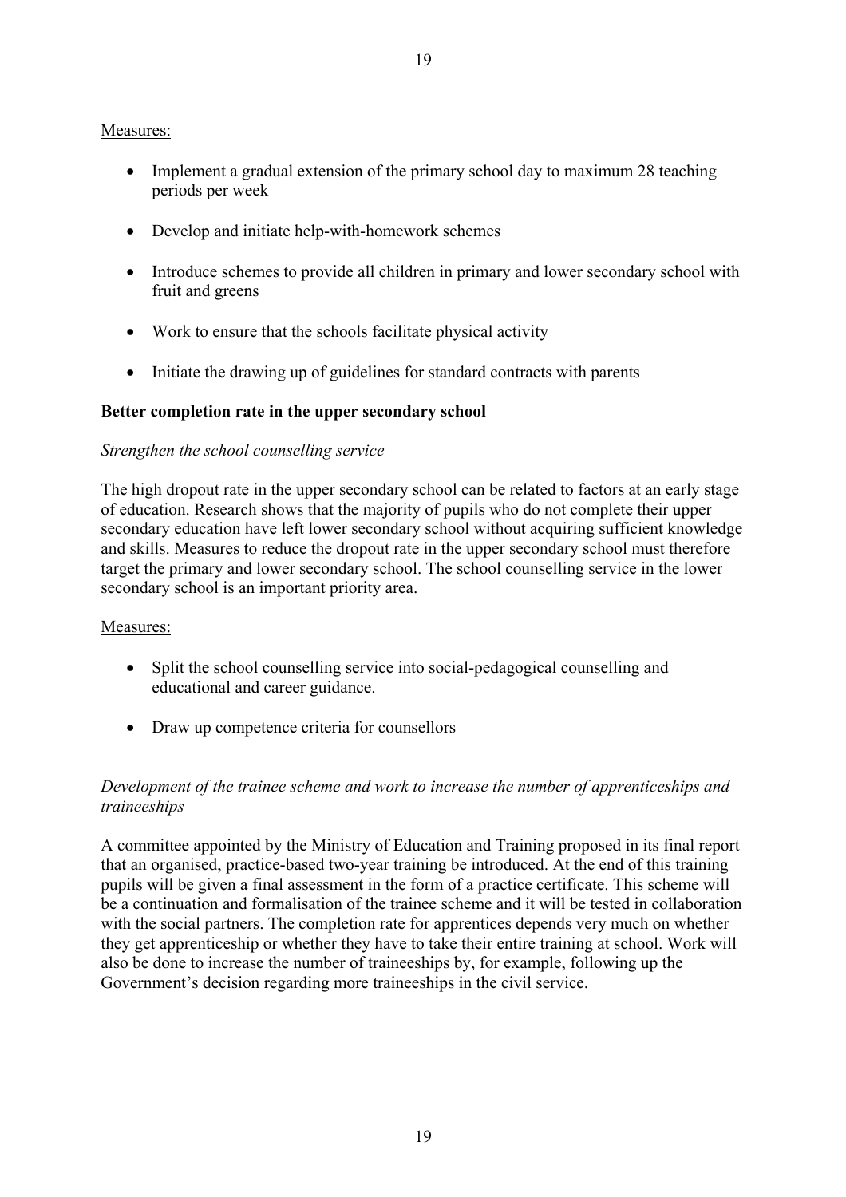Measures:

- Implement a gradual extension of the primary school day to maximum 28 teaching periods per week
- Develop and initiate help-with-homework schemes
- Introduce schemes to provide all children in primary and lower secondary school with fruit and greens
- Work to ensure that the schools facilitate physical activity
- Initiate the drawing up of guidelines for standard contracts with parents

**Better completion rate in the upper secondary school**

*Strengthen the school counselling service*

The high dropout rate in the upper secondary school can be related to factors at an early stage of education. Research shows that the majority of pupils who do not complete their upper secondary education have left lower secondary school without acquiring sufficient knowledge and skills. Measures to reduce the dropout rate in the upper secondary school must therefore target the primary and lower secondary school. The school counselling service in the lower secondary school is an important priority area.

Measures:

- Split the school counselling service into social-pedagogical counselling and educational and career guidance.
- Draw up competence criteria for counsellors

*Development of the trainee scheme and work to increase the number of apprenticeships and traineeships*

A committee appointed by the Ministry of Education and Training proposed in its final report that an organised, practice-based two-year training be introduced. At the end of this training pupils will be given a final assessment in the form of a practice certificate. This scheme will be a continuation and formalisation of the trainee scheme and it will be tested in collaboration with the social partners. The completion rate for apprentices depends very much on whether they get apprenticeship or whether they have to take their entire training at school. Work will also be done to increase the number of traineeships by, for example, following up the Government's decision regarding more traineeships in the civil service.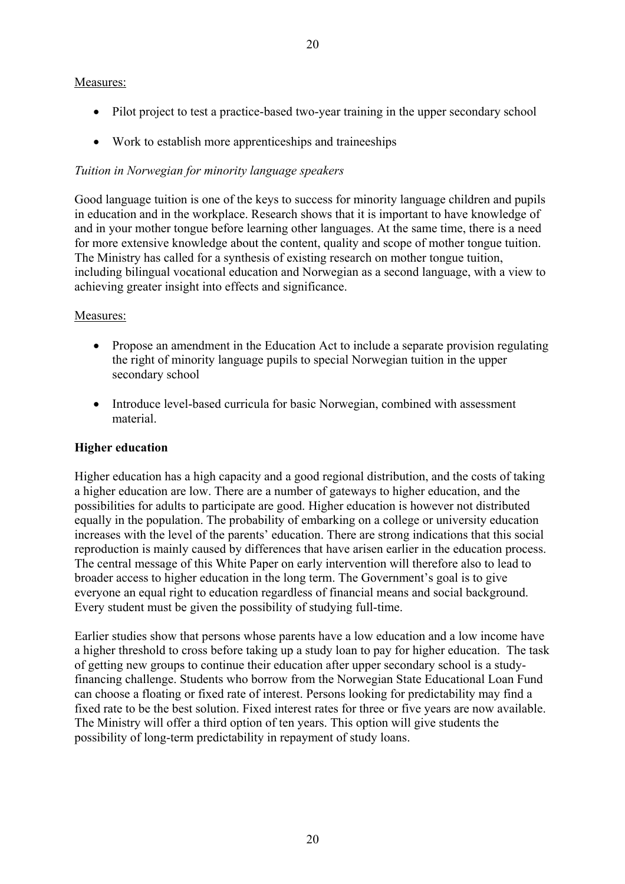Measures:

- Pilot project to test a practice-based two-year training in the upper secondary school
- Work to establish more apprenticeships and traineeships

*Tuition in Norwegian for minority language speakers*

Good language tuition is one of the keys to success for minority language children and pupils in education and in the workplace. Research shows that it is important to have knowledge of and in your mother tongue before learning other languages. At the same time, there is a need for more extensive knowledge about the content, quality and scope of mother tongue tuition. The Ministry has called for a synthesis of existing research on mother tongue tuition, including bilingual vocational education and Norwegian as a second language, with a view to achieving greater insight into effects and significance.

Measures:

- Propose an amendment in the Education Act to include a separate provision regulating the right of minority language pupils to special Norwegian tuition in the upper secondary school
- Introduce level-based curricula for basic Norwegian, combined with assessment material.

**Higher education**

Higher education has a high capacity and a good regional distribution, and the costs of taking a higher education are low. There are a number of gateways to higher education, and the possibilities for adults to participate are good. Higher education is however not distributed equally in the population. The probability of embarking on a college or university education increases with the level of the parents' education. There are strong indications that this social reproduction is mainly caused by differences that have arisen earlier in the education process. The central message of this White Paper on early intervention will therefore also to lead to broader access to higher education in the long term. The Government's goal is to give everyone an equal right to education regardless of financial means and social background. Every student must be given the possibility of studying full-time.

Earlier studies show that persons whose parents have a low education and a low income have a higher threshold to cross before taking up a study loan to pay for higher education. The task of getting new groups to continue their education after upper secondary school is a study-financing challenge. Students who borrow from the Norwegian State Educational Loan Fund can choose a floating or fixed rate of interest. Persons looking for predictability may find a fixed rate to be the best solution. Fixed interest rates for three or five years are now available. The Ministry will offer a third option of ten years. This option will give students the possibility of long-term predictability in repayment of study loans.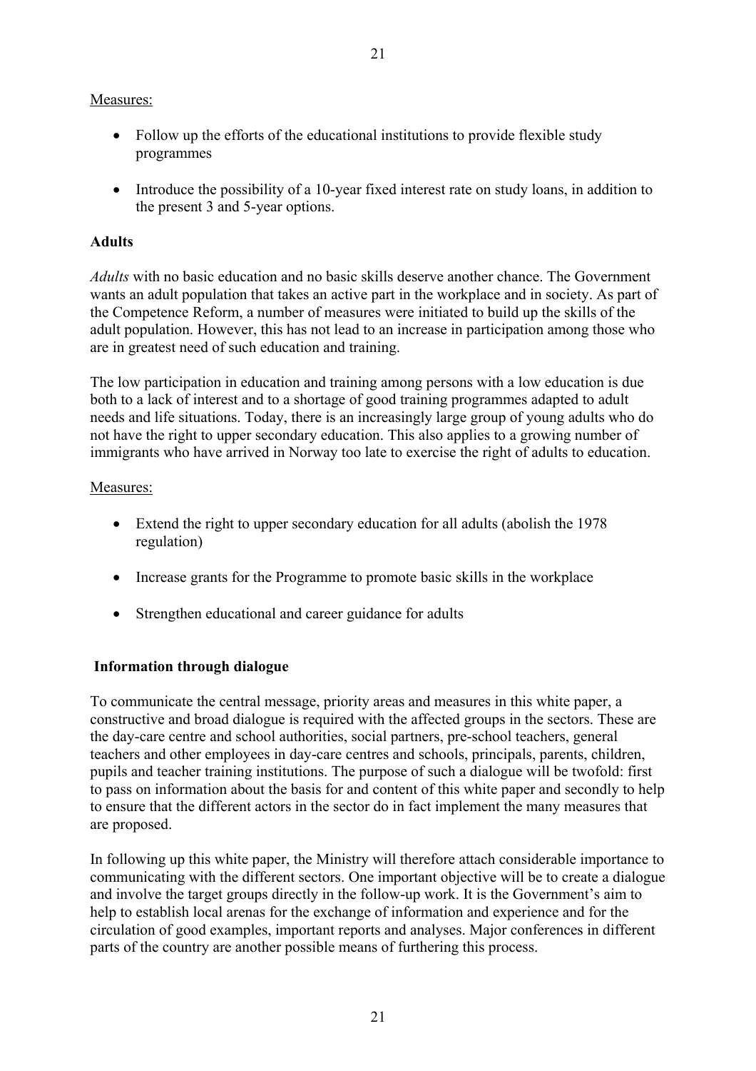Measures:

- Follow up the efforts of the educational institutions to provide flexible study programmes
- Introduce the possibility of a 10-year fixed interest rate on study loans, in addition to the present 3 and 5-year options.

**Adults**

*Adults* with no basic education and no basic skills deserve another chance. The Government wants an adult population that takes an active part in the workplace and in society. As part of the Competence Reform, a number of measures were initiated to build up the skills of the adult population. However, this has not lead to an increase in participation among those who are in greatest need of such education and training.

The low participation in education and training among persons with a low education is due both to a lack of interest and to a shortage of good training programmes adapted to adult needs and life situations. Today, there is an increasingly large group of young adults who do not have the right to upper secondary education. This also applies to a growing number of immigrants who have arrived in Norway too late to exercise the right of adults to education.

Measures:

- Extend the right to upper secondary education for all adults (abolish the 1978 regulation)
- Increase grants for the Programme to promote basic skills in the workplace
- Strengthen educational and career guidance for adults

**Information through dialogue**

To communicate the central message, priority areas and measures in this white paper, a constructive and broad dialogue is required with the affected groups in the sectors. These are the day-care centre and school authorities, social partners, pre-school teachers, general teachers and other employees in day-care centres and schools, principals, parents, children, pupils and teacher training institutions. The purpose of such a dialogue will be twofold: first to pass on information about the basis for and content of this white paper and secondly to help to ensure that the different actors in the sector do in fact implement the many measures that are proposed.

In following up this white paper, the Ministry will therefore attach considerable importance to communicating with the different sectors. One important objective will be to create a dialogue and involve the target groups directly in the follow-up work. It is the Government's aim to help to establish local arenas for the exchange of information and experience and for the circulation of good examples, important reports and analyses. Major conferences in different parts of the country are another possible means of furthering this process.